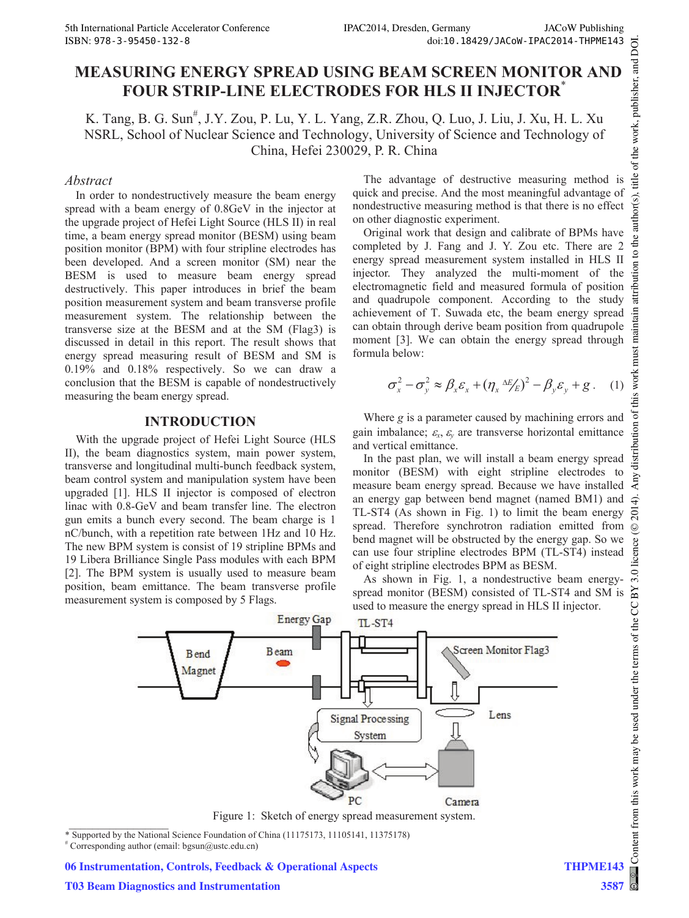# MEASURING ENERGY SPREAD USING BEAM SCREEN MONITOR AND FOUR STRIP-LINE ELECTRODES FOR HLS II INJECTOR*

K. Tang, B. G. Sun#, J.Y. Zou, P. Lu, Y. L. Yang, Z.R. Zhou, Q. Luo, J. Liu, J. Xu, H. L. Xu
NSRL, School of Nuclear Science and Technology, University of Science and Technology of China, Hefei 230029, P. R. China

## *Abstract*

In order to nondestructively measure the beam energy spread with a beam energy of 0.8GeV in the injector at the upgrade project of Hefei Light Source (HLS II) in real time, a beam energy spread monitor (BESM) using beam position monitor (BPM) with four stripline electrodes has been developed. And a screen monitor (SM) near the BESM is used to measure beam energy spread destructively. This paper introduces in brief the beam position measurement system and beam transverse profile measurement system. The relationship between the transverse size at the BESM and at the SM (Flag3) is discussed in detail in this report. The result shows that energy spread measuring result of BESM and SM is 0.19% and 0.18% respectively. So we can draw a conclusion that the BESM is capable of nondestructively measuring the beam energy spread.

## INTRODUCTION

With the upgrade project of Hefei Light Source (HLS II), the beam diagnostics system, main power system, transverse and longitudinal multi-bunch feedback system, beam control system and manipulation system have been upgraded [1]. HLS II injector is composed of electron linac with 0.8-GeV and beam transfer line. The electron gun emits a bunch every second. The beam charge is 1 nC/bunch, with a repetition rate between 1Hz and 10 Hz. The new BPM system is consist of 19 stripline BPMs and 19 Libera Brilliance Single Pass modules with each BPM [2]. The BPM system is usually used to measure beam position, beam emittance. The beam transverse profile measurement system is composed by 5 Flags.

The advantage of destructive measuring method is quick and precise. And the most meaningful advantage of nondestructive measuring method is that there is no effect on other diagnostic experiment.

Original work that design and calibrate of BPMs have completed by J. Fang and J. Y. Zou etc. There are 2 energy spread measurement system installed in HLS II injector. They analyzed the multi-moment of the electromagnetic field and measured formula of position and quadrupole component. According to the study achievement of T. Suwada etc, the beam energy spread can obtain through derive beam position from quadrupole moment [3]. We can obtain the energy spread through formula below:

$$\sigma_x^2 - \sigma_y^2 \approx \beta_x \varepsilon_x + (\eta_x \, {}^{\Delta E}\!/\!_{E})^2 - \beta_y \varepsilon_y + g \,. \quad (1)$$

Where $g$ is a parameter caused by machining errors and gain imbalance; $\varepsilon_x$, $\varepsilon_y$ are transverse horizontal emittance and vertical emittance.

In the past plan, we will install a beam energy spread monitor (BESM) with eight stripline electrodes to measure beam energy spread. Because we have installed an energy gap between bend magnet (named BM1) and TL-ST4 (As shown in Fig. 1) to limit the beam energy spread. Therefore synchrotron radiation emitted from bend magnet will be obstructed by the energy gap. So we can use four stripline electrodes BPM (TL-ST4) instead of eight stripline electrodes BPM as BESM.

As shown in Fig. 1, a nondestructive beam energy-spread monitor (BESM) consisted of TL-ST4 and SM is used to measure the energy spread in HLS II injector.

Figure 1: Sketch of energy spread measurement system.

\* Supported by the National Science Foundation of China (11175173, 11105141, 11375178)
# Corresponding author (email: bgsun@ustc.edu.cn)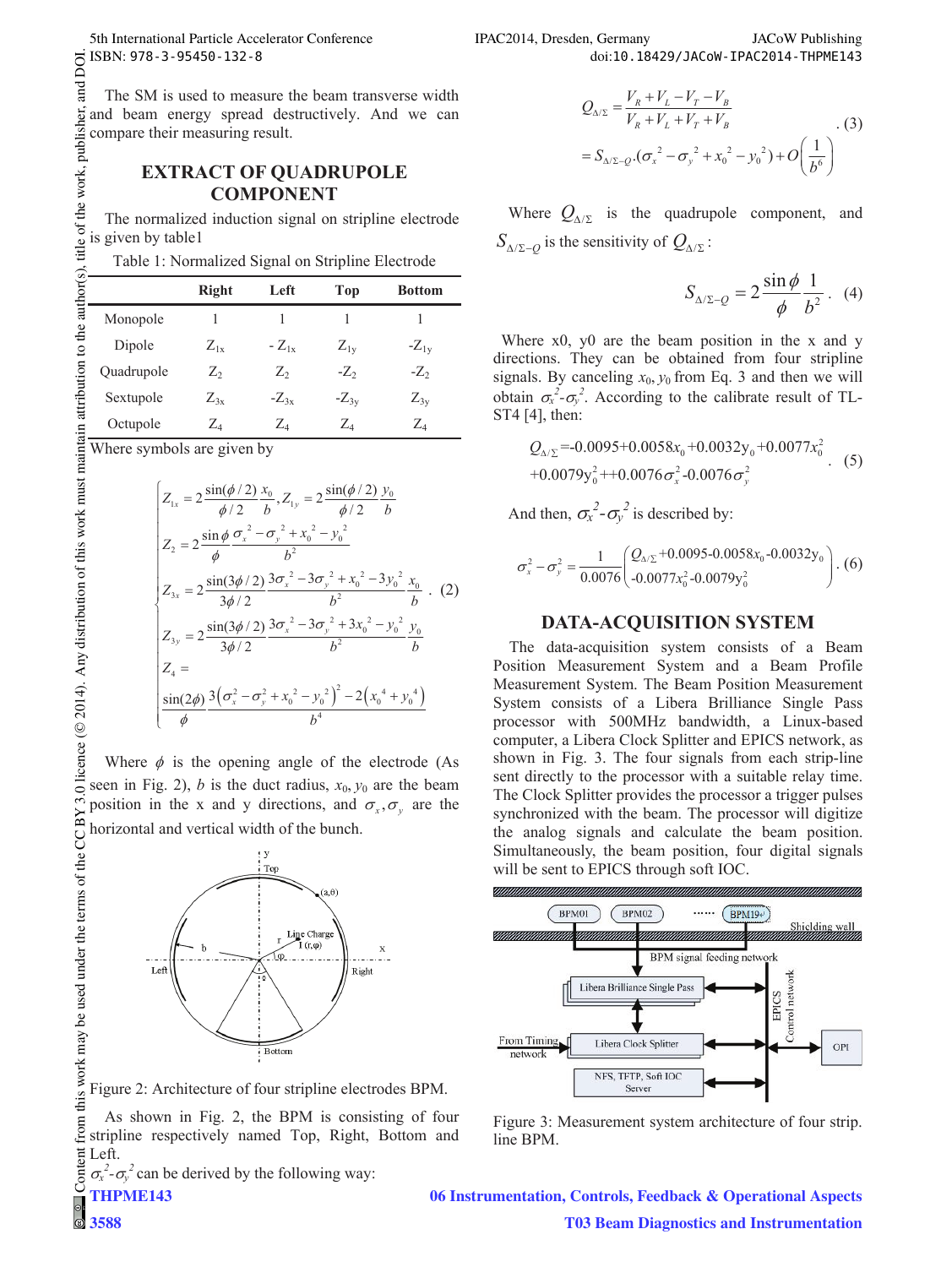The SM is used to measure the beam transverse width and beam energy spread destructively. And we can compare their measuring result.

## EXTRACT OF QUADRUPOLE COMPONENT

The normalized induction signal on stripline electrode is given by table1

Table 1: Normalized Signal on Stripline Electrode

| | Right | Left | Top | Bottom |
|---|---|---|---|---|
| Monopole | 1 | 1 | 1 | 1 |
| Dipole | $Z_{1x}$ | $-Z_{1x}$ | $Z_{1y}$ | $-Z_{1y}$ |
| Quadrupole | $Z_2$ | $Z_2$ | $-Z_2$ | $-Z_2$ |
| Sextupole | $Z_{3x}$ | $-Z_{3x}$ | $-Z_{3y}$ | $Z_{3y}$ |
| Octupole | $Z_4$ | $Z_4$ | $Z_4$ | $Z_4$ |

Where symbols are given by

$$\begin{cases} Z_{1x} = 2\dfrac{\sin(\phi/2)}{\phi/2}\dfrac{x_0}{b}, Z_{1y} = 2\dfrac{\sin(\phi/2)}{\phi/2}\dfrac{y_0}{b} \\ Z_2 = 2\dfrac{\sin\phi}{\phi}\dfrac{\sigma_x^2 - \sigma_y^2 + x_0^2 - y_0^2}{b^2} \\ Z_{3x} = 2\dfrac{\sin(3\phi/2)}{3\phi/2}\dfrac{3\sigma_x^2 - 3\sigma_y^2 + x_0^2 - 3y_0^2}{b^2}\dfrac{x_0}{b} \\ Z_{3y} = 2\dfrac{\sin(3\phi/2)}{3\phi/2}\dfrac{3\sigma_x^2 - 3\sigma_y^2 + 3x_0^2 - y_0^2}{b^2}\dfrac{y_0}{b} \\ Z_4 = \\ \dfrac{\sin(2\phi)}{\phi}\dfrac{3\left(\sigma_x^2 - \sigma_y^2 + x_0^2 - y_0^2\right)^2 - 2\left(x_0^4 + y_0^4\right)}{b^4} \end{cases} \quad (2)$$

Where $\phi$ is the opening angle of the electrode (As seen in Fig. 2), $b$ is the duct radius, $x_0, y_0$ are the beam position in the x and y directions, and $\sigma_x, \sigma_y$ are the horizontal and vertical width of the bunch.

Figure 2: Architecture of four stripline electrodes BPM.

As shown in Fig. 2, the BPM is consisting of four stripline respectively named Top, Right, Bottom and Left.

$\sigma_x^2$-$\sigma_y^2$ can be derived by the following way:

$$Q_{\Delta/\Sigma} = \frac{V_R + V_L - V_T - V_B}{V_R + V_L + V_T + V_B} = S_{\Delta/\Sigma-Q}.(\sigma_x^2 - \sigma_y^2 + x_0^2 - y_0^2) + O\left(\frac{1}{b^6}\right) \quad (3)$$

Where $Q_{\Delta/\Sigma}$ is the quadrupole component, and $S_{\Delta/\Sigma-Q}$ is the sensitivity of $Q_{\Delta/\Sigma}$:

$$S_{\Delta/\Sigma-Q} = 2\frac{\sin\phi}{\phi}\frac{1}{b^2}. \quad (4)$$

Where x0, y0 are the beam position in the x and y directions. They can be obtained from four stripline signals. By canceling $x_0, y_0$ from Eq. 3 and then we will obtain $\sigma_x^2$-$\sigma_y^2$. According to the calibrate result of TL-ST4 [4], then:

$$Q_{\Delta/\Sigma} = -0.0095 + 0.0058x_0 + 0.0032y_0 + 0.0077x_0^2 + 0.0079y_0^2 + +0.0076\sigma_x^2 - 0.0076\sigma_y^2. \quad (5)$$

And then, $\sigma_x^2$-$\sigma_y^2$ is described by:

$$\sigma_x^2 - \sigma_y^2 = \frac{1}{0.0076}\begin{pmatrix} Q_{\Delta/\Sigma} + 0.0095 - 0.0058x_0 - 0.0032y_0 \\ -0.0077x_0^2 - 0.0079y_0^2 \end{pmatrix}. \quad (6)$$

## DATA-ACQUISITION SYSTEM

The data-acquisition system consists of a Beam Position Measurement System and a Beam Profile Measurement System. The Beam Position Measurement System consists of a Libera Brilliance Single Pass processor with 500MHz bandwidth, a Linux-based computer, a Libera Clock Splitter and EPICS network, as shown in Fig. 3. The four signals from each strip-line sent directly to the processor with a suitable relay time. The Clock Splitter provides the processor a trigger pulses synchronized with the beam. The processor will digitize the analog signals and calculate the beam position. Simultaneously, the beam position, four digital signals will be sent to EPICS through soft IOC.

Figure 3: Measurement system architecture of four strip. line BPM.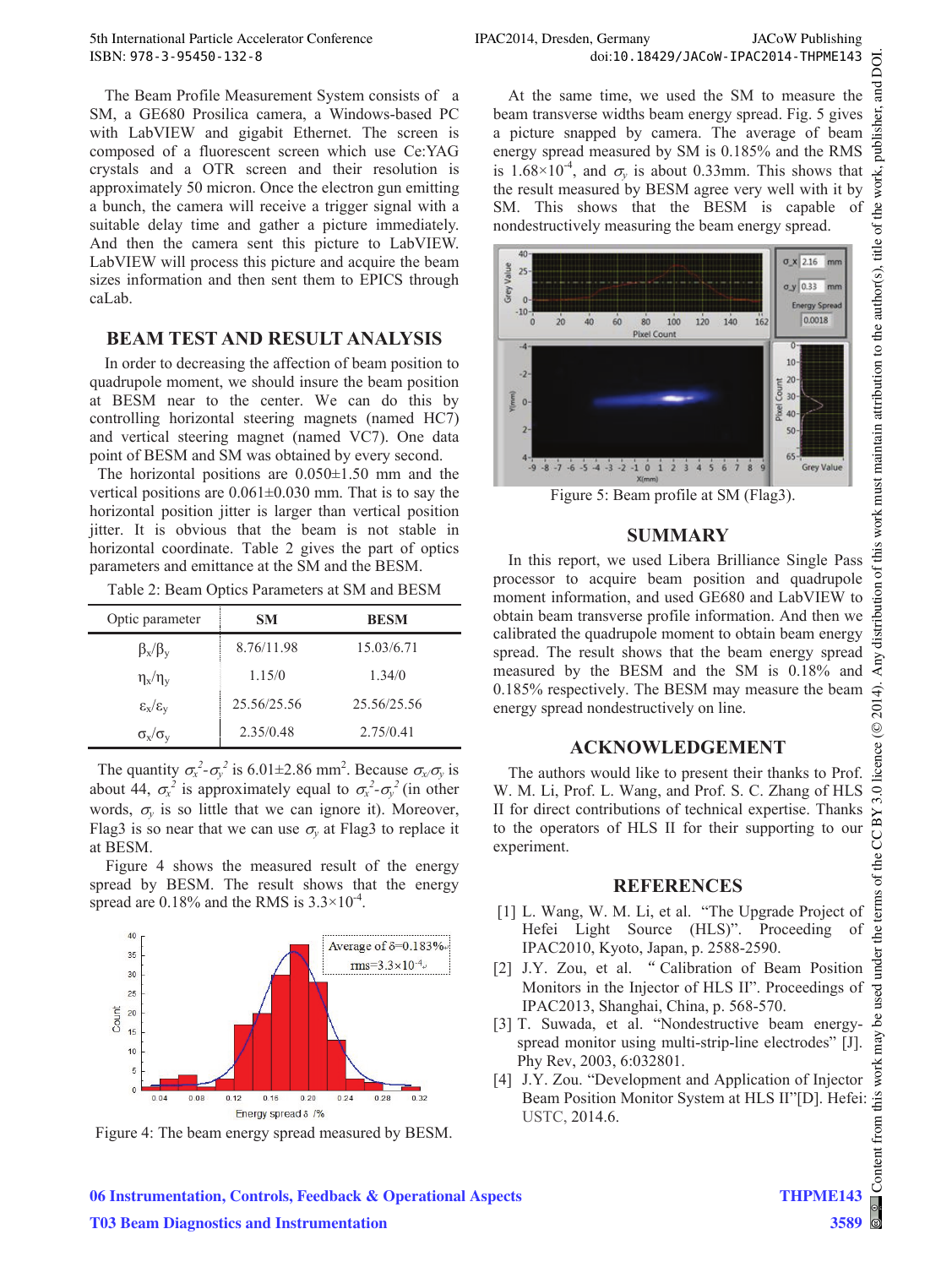The Beam Profile Measurement System consists of a SM, a GE680 Prosilica camera, a Windows-based PC with LabVIEW and gigabit Ethernet. The screen is composed of a fluorescent screen which use Ce:YAG crystals and a OTR screen and their resolution is approximately 50 micron. Once the electron gun emitting a bunch, the camera will receive a trigger signal with a suitable delay time and gather a picture immediately. And then the camera sent this picture to LabVIEW. LabVIEW will process this picture and acquire the beam sizes information and then sent them to EPICS through caLab.

## BEAM TEST AND RESULT ANALYSIS

In order to decreasing the affection of beam position to quadrupole moment, we should insure the beam position at BESM near to the center. We can do this by controlling horizontal steering magnets (named HC7) and vertical steering magnet (named VC7). One data point of BESM and SM was obtained by every second.

The horizontal positions are 0.050±1.50 mm and the vertical positions are 0.061±0.030 mm. That is to say the horizontal position jitter is larger than vertical position jitter. It is obvious that the beam is not stable in horizontal coordinate. Table 2 gives the part of optics parameters and emittance at the SM and the BESM.

Table 2: Beam Optics Parameters at SM and BESM

| Optic parameter | SM | BESM |
|---|---|---|
| $\beta_x/\beta_y$ | 8.76/11.98 | 15.03/6.71 |
| $\eta_x/\eta_y$ | 1.15/0 | 1.34/0 |
| $\varepsilon_x/\varepsilon_y$ | 25.56/25.56 | 25.56/25.56 |
| $\sigma_x/\sigma_y$ | 2.35/0.48 | 2.75/0.41 |

The quantity $\sigma_x^2$-$\sigma_y^2$ is 6.01±2.86 mm². Because $\sigma_x/\sigma_y$ is about 44, $\sigma_x^2$ is approximately equal to $\sigma_x^2$-$\sigma_y^2$ (in other words, $\sigma_y$ is so little that we can ignore it). Moreover, Flag3 is so near that we can use $\sigma_y$ at Flag3 to replace it at BESM.

Figure 4 shows the measured result of the energy spread by BESM. The result shows that the energy spread are 0.18% and the RMS is $3.3\times10^{-4}$.

Average of δ=0.183%
rms=3.3×10⁻⁴
Count
Energy spread δ /%

Figure 4: The beam energy spread measured by BESM.

At the same time, we used the SM to measure the beam transverse widths beam energy spread. Fig. 5 gives a picture snapped by camera. The average of beam energy spread measured by SM is 0.185% and the RMS is $1.68\times10^{-4}$, and $\sigma_y$ is about 0.33mm. This shows that the result measured by BESM agree very well with it by SM. This shows that the BESM is capable of nondestructively measuring the beam energy spread.

σ_x 2.16 mm
σ_y 0.33 mm
Energy Spread 0.0018
Grey Value
Pixel Count
Y(mm)
X(mm)

Figure 5: Beam profile at SM (Flag3).

## SUMMARY

In this report, we used Libera Brilliance Single Pass processor to acquire beam position and quadrupole moment information, and used GE680 and LabVIEW to obtain beam transverse profile information. And then we calibrated the quadrupole moment to obtain beam energy spread. The result shows that the beam energy spread measured by the BESM and the SM is 0.18% and 0.185% respectively. The BESM may measure the beam energy spread nondestructively on line.

## ACKNOWLEDGEMENT

The authors would like to present their thanks to Prof. W. M. Li, Prof. L. Wang, and Prof. S. C. Zhang of HLS II for direct contributions of technical expertise. Thanks to the operators of HLS II for their supporting to our experiment.

## REFERENCES

[1] L. Wang, W. M. Li, et al. "The Upgrade Project of Hefei Light Source (HLS)". Proceeding of IPAC2010, Kyoto, Japan, p. 2588-2590.

[2] J.Y. Zou, et al. " Calibration of Beam Position Monitors in the Injector of HLS II". Proceedings of IPAC2013, Shanghai, China, p. 568-570.

[3] T. Suwada, et al. "Nondestructive beam energy-spread monitor using multi-strip-line electrodes" [J]. Phy Rev, 2003, 6:032801.

[4] J.Y. Zou. "Development and Application of Injector Beam Position Monitor System at HLS II"[D]. Hefei: USTC, 2014.6.